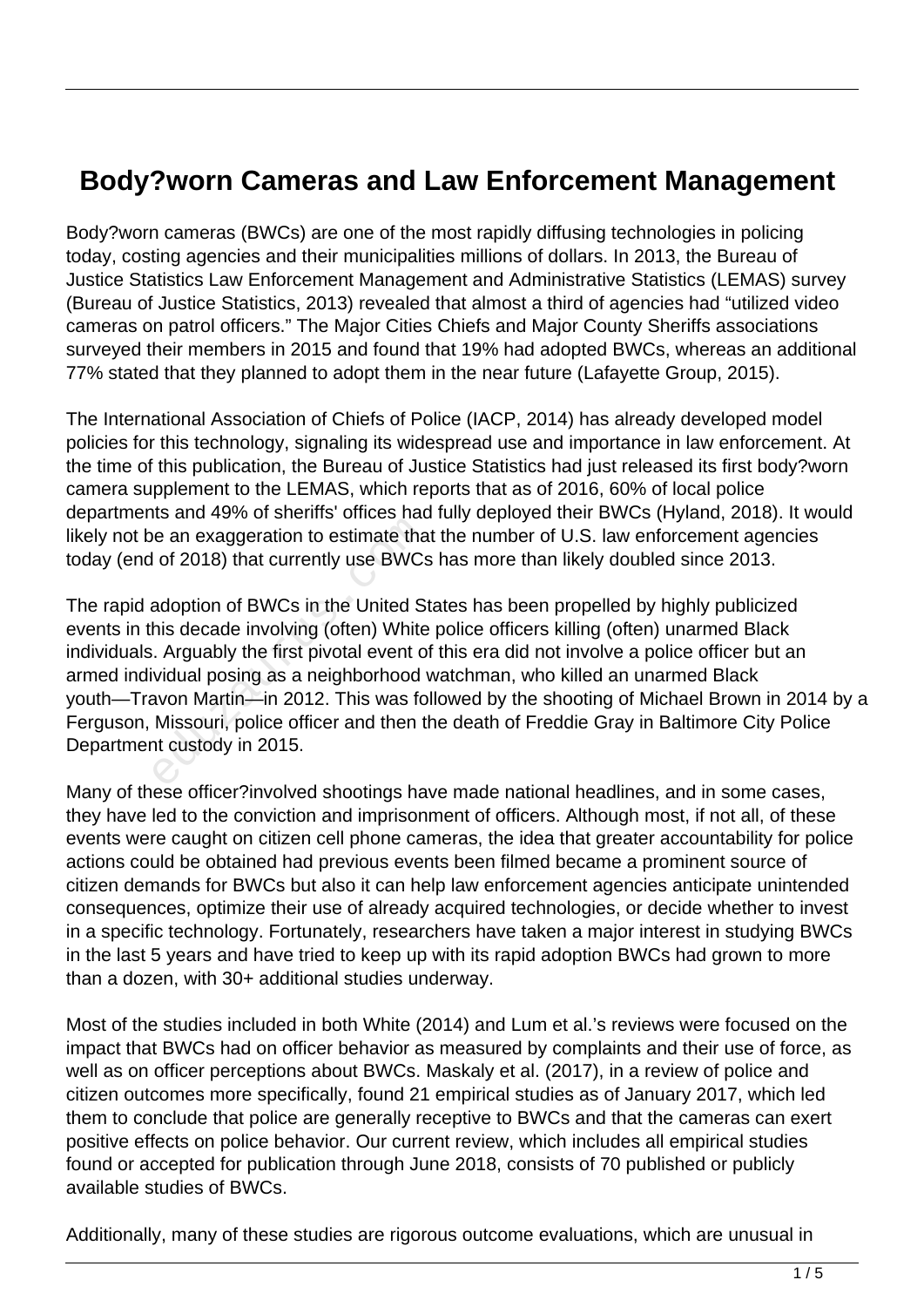# Body?worn Cameras and Law Enforcement Management

Body?worn cameras (BWCs) are one of the most rapidly diffusing technologies in policing today, costing agencies and their municipalities millions of dollars. In 2013, the Bureau of Justice Statistics Law Enforcement Management and Administrative Statistics (LEMAS) survey (Bureau of Justice Statistics, 2013) revealed that almost a third of agencies had "utilized video cameras on patrol officers." The Major Cities Chiefs and Major County Sheriffs associations surveyed their members in 2015 and found that 19% had adopted BWCs, whereas an additional 77% stated that they planned to adopt them in the near future (Lafayette Group, 2015).

The International Association of Chiefs of Police (IACP, 2014) has already developed model policies for this technology, signaling its widespread use and importance in law enforcement. At the time of this publication, the Bureau of Justice Statistics had just released its first body?worn camera supplement to the LEMAS, which reports that as of 2016, 60% of local police departments and 49% of sheriffs' offices had fully deployed their BWCs (Hyland, 2018). It would likely not be an exaggeration to estimate that the number of U.S. law enforcement agencies today (end of 2018) that currently use BWCs has more than likely doubled since 2013.

The rapid adoption of BWCs in the United States has been propelled by highly publicized events in this decade involving (often) White police officers killing (often) unarmed Black individuals. Arguably the first pivotal event of this era did not involve a police officer but an armed individual posing as a neighborhood watchman, who killed an unarmed Black youth—Travon Martin—in 2012. This was followed by the shooting of Michael Brown in 2014 by a Ferguson, Missouri, police officer and then the death of Freddie Gray in Baltimore City Police Department custody in 2015.

Many of these officer?involved shootings have made national headlines, and in some cases, they have led to the conviction and imprisonment of officers. Although most, if not all, of these events were caught on citizen cell phone cameras, the idea that greater accountability for police actions could be obtained had previous events been filmed became a prominent source of citizen demands for BWCs but also it can help law enforcement agencies anticipate unintended consequences, optimize their use of already acquired technologies, or decide whether to invest in a specific technology. Fortunately, researchers have taken a major interest in studying BWCs in the last 5 years and have tried to keep up with its rapid adoption BWCs had grown to more than a dozen, with 30+ additional studies underway.

Most of the studies included in both White (2014) and Lum et al.'s reviews were focused on the impact that BWCs had on officer behavior as measured by complaints and their use of force, as well as on officer perceptions about BWCs. Maskaly et al. (2017), in a review of police and citizen outcomes more specifically, found 21 empirical studies as of January 2017, which led them to conclude that police are generally receptive to BWCs and that the cameras can exert positive effects on police behavior. Our current review, which includes all empirical studies found or accepted for publication through June 2018, consists of 70 published or publicly available studies of BWCs.

Additionally, many of these studies are rigorous outcome evaluations, which are unusual in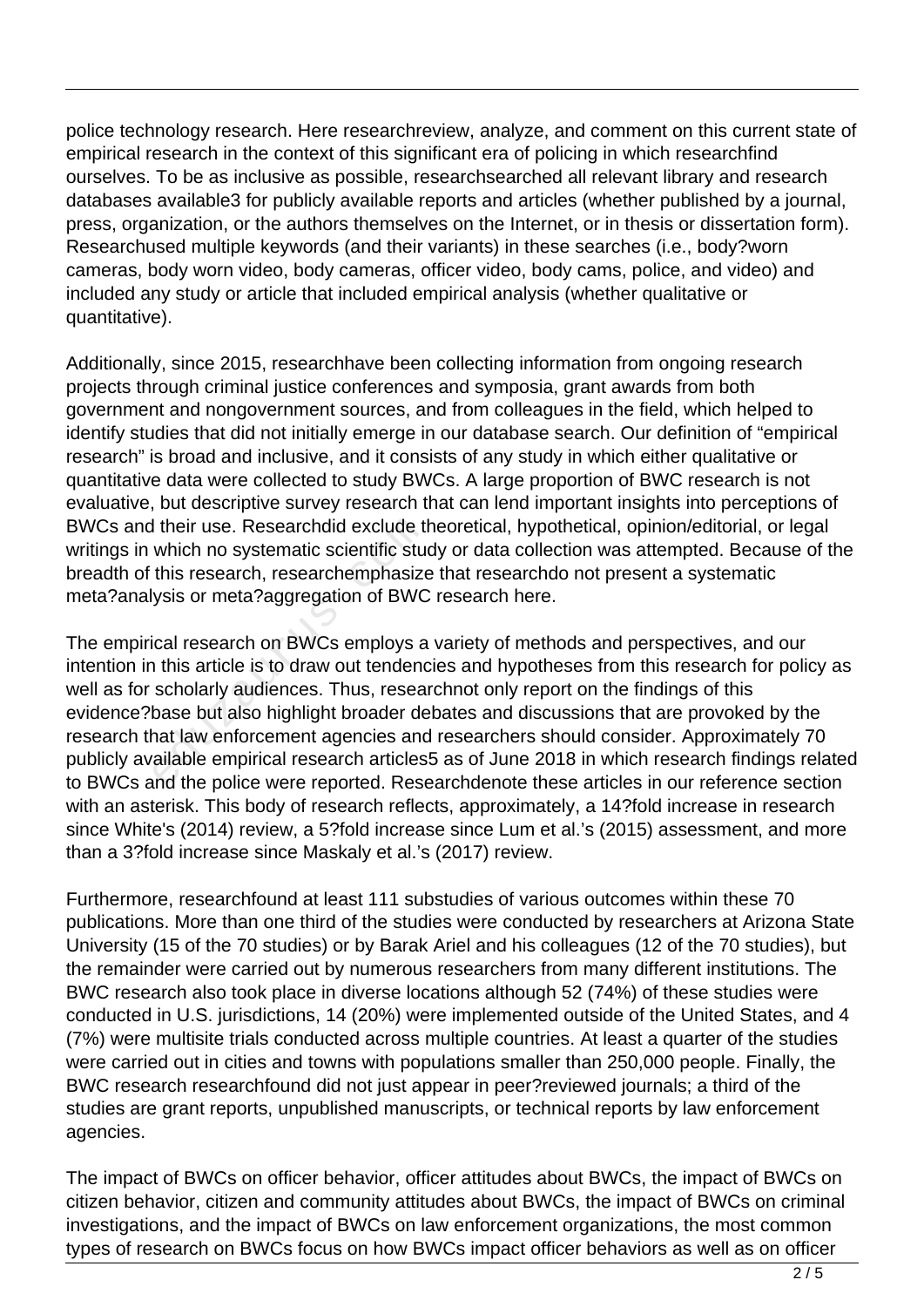police technology research. Here researchreview, analyze, and comment on this current state of empirical research in the context of this significant era of policing in which researchfind ourselves. To be as inclusive as possible, researchsearched all relevant library and research databases available3 for publicly available reports and articles (whether published by a journal, press, organization, or the authors themselves on the Internet, or in thesis or dissertation form). Researchused multiple keywords (and their variants) in these searches (i.e., body?worn cameras, body worn video, body cameras, officer video, body cams, police, and video) and included any study or article that included empirical analysis (whether qualitative or quantitative).

Additionally, since 2015, researchhave been collecting information from ongoing research projects through criminal justice conferences and symposia, grant awards from both government and nongovernment sources, and from colleagues in the field, which helped to identify studies that did not initially emerge in our database search. Our definition of "empirical research" is broad and inclusive, and it consists of any study in which either qualitative or quantitative data were collected to study BWCs. A large proportion of BWC research is not evaluative, but descriptive survey research that can lend important insights into perceptions of BWCs and their use. Researchdid exclude theoretical, hypothetical, opinion/editorial, or legal writings in which no systematic scientific study or data collection was attempted. Because of the breadth of this research, researchemphasize that researchdo not present a systematic meta?analysis or meta?aggregation of BWC research here.

The empirical research on BWCs employs a variety of methods and perspectives, and our intention in this article is to draw out tendencies and hypotheses from this research for policy as well as for scholarly audiences. Thus, researchnot only report on the findings of this evidence?base but also highlight broader debates and discussions that are provoked by the research that law enforcement agencies and researchers should consider. Approximately 70 publicly available empirical research articles5 as of June 2018 in which research findings related to BWCs and the police were reported. Researchdenote these articles in our reference section with an asterisk. This body of research reflects, approximately, a 14?fold increase in research since White's (2014) review, a 5?fold increase since Lum et al.'s (2015) assessment, and more than a 3?fold increase since Maskaly et al.'s (2017) review.

Furthermore, researchfound at least 111 substudies of various outcomes within these 70 publications. More than one third of the studies were conducted by researchers at Arizona State University (15 of the 70 studies) or by Barak Ariel and his colleagues (12 of the 70 studies), but the remainder were carried out by numerous researchers from many different institutions. The BWC research also took place in diverse locations although 52 (74%) of these studies were conducted in U.S. jurisdictions, 14 (20%) were implemented outside of the United States, and 4 (7%) were multisite trials conducted across multiple countries. At least a quarter of the studies were carried out in cities and towns with populations smaller than 250,000 people. Finally, the BWC research researchfound did not just appear in peer?reviewed journals; a third of the studies are grant reports, unpublished manuscripts, or technical reports by law enforcement agencies.

The impact of BWCs on officer behavior, officer attitudes about BWCs, the impact of BWCs on citizen behavior, citizen and community attitudes about BWCs, the impact of BWCs on criminal investigations, and the impact of BWCs on law enforcement organizations, the most common types of research on BWCs focus on how BWCs impact officer behaviors as well as on officer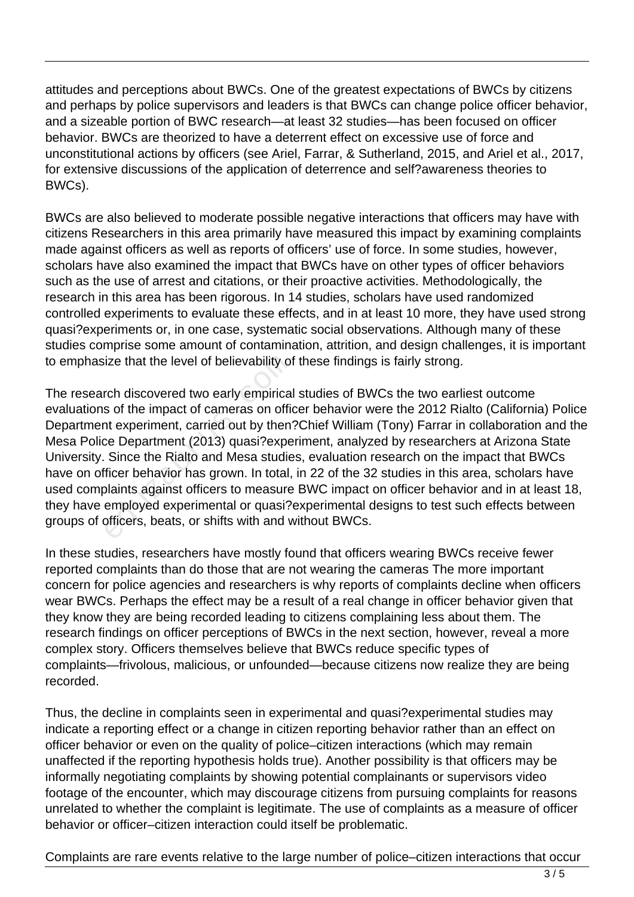attitudes and perceptions about BWCs. One of the greatest expectations of BWCs by citizens and perhaps by police supervisors and leaders is that BWCs can change police officer behavior, and a sizeable portion of BWC research—at least 32 studies—has been focused on officer behavior. BWCs are theorized to have a deterrent effect on excessive use of force and unconstitutional actions by officers (see Ariel, Farrar, & Sutherland, 2015, and Ariel et al., 2017, for extensive discussions of the application of deterrence and self?awareness theories to BWCs).

BWCs are also believed to moderate possible negative interactions that officers may have with citizens Researchers in this area primarily have measured this impact by examining complaints made against officers as well as reports of officers' use of force. In some studies, however, scholars have also examined the impact that BWCs have on other types of officer behaviors such as the use of arrest and citations, or their proactive activities. Methodologically, the research in this area has been rigorous. In 14 studies, scholars have used randomized controlled experiments to evaluate these effects, and in at least 10 more, they have used strong quasi?experiments or, in one case, systematic social observations. Although many of these studies comprise some amount of contamination, attrition, and design challenges, it is important to emphasize that the level of believability of these findings is fairly strong.

The research discovered two early empirical studies of BWCs the two earliest outcome evaluations of the impact of cameras on officer behavior were the 2012 Rialto (California) Police Department experiment, carried out by then?Chief William (Tony) Farrar in collaboration and the Mesa Police Department (2013) quasi?experiment, analyzed by researchers at Arizona State University. Since the Rialto and Mesa studies, evaluation research on the impact that BWCs have on officer behavior has grown. In total, in 22 of the 32 studies in this area, scholars have used complaints against officers to measure BWC impact on officer behavior and in at least 18, they have employed experimental or quasi?experimental designs to test such effects between groups of officers, beats, or shifts with and without BWCs.

In these studies, researchers have mostly found that officers wearing BWCs receive fewer reported complaints than do those that are not wearing the cameras The more important concern for police agencies and researchers is why reports of complaints decline when officers wear BWCs. Perhaps the effect may be a result of a real change in officer behavior given that they know they are being recorded leading to citizens complaining less about them. The research findings on officer perceptions of BWCs in the next section, however, reveal a more complex story. Officers themselves believe that BWCs reduce specific types of complaints—frivolous, malicious, or unfounded—because citizens now realize they are being recorded.

Thus, the decline in complaints seen in experimental and quasi?experimental studies may indicate a reporting effect or a change in citizen reporting behavior rather than an effect on officer behavior or even on the quality of police–citizen interactions (which may remain unaffected if the reporting hypothesis holds true). Another possibility is that officers may be informally negotiating complaints by showing potential complainants or supervisors video footage of the encounter, which may discourage citizens from pursuing complaints for reasons unrelated to whether the complaint is legitimate. The use of complaints as a measure of officer behavior or officer–citizen interaction could itself be problematic.

Complaints are rare events relative to the large number of police–citizen interactions that occur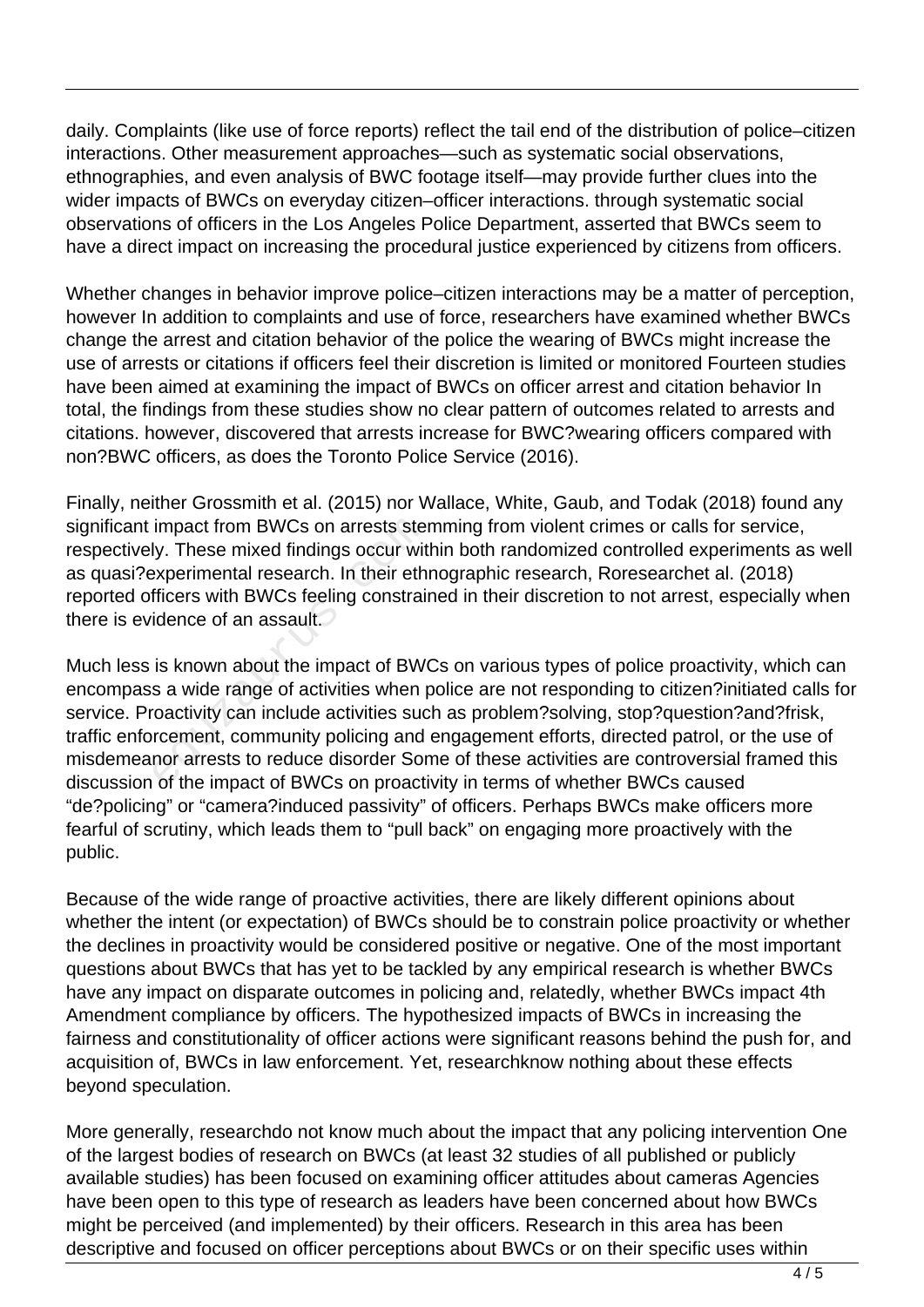daily. Complaints (like use of force reports) reflect the tail end of the distribution of police–citizen interactions. Other measurement approaches—such as systematic social observations, ethnographies, and even analysis of BWC footage itself—may provide further clues into the wider impacts of BWCs on everyday citizen–officer interactions. through systematic social observations of officers in the Los Angeles Police Department, asserted that BWCs seem to have a direct impact on increasing the procedural justice experienced by citizens from officers.

Whether changes in behavior improve police–citizen interactions may be a matter of perception, however In addition to complaints and use of force, researchers have examined whether BWCs change the arrest and citation behavior of the police the wearing of BWCs might increase the use of arrests or citations if officers feel their discretion is limited or monitored Fourteen studies have been aimed at examining the impact of BWCs on officer arrest and citation behavior In total, the findings from these studies show no clear pattern of outcomes related to arrests and citations. however, discovered that arrests increase for BWC?wearing officers compared with non?BWC officers, as does the Toronto Police Service (2016).

Finally, neither Grossmith et al. (2015) nor Wallace, White, Gaub, and Todak (2018) found any significant impact from BWCs on arrests stemming from violent crimes or calls for service, respectively. These mixed findings occur within both randomized controlled experiments as well as quasi?experimental research. In their ethnographic research, Roresearchet al. (2018) reported officers with BWCs feeling constrained in their discretion to not arrest, especially when there is evidence of an assault.

Much less is known about the impact of BWCs on various types of police proactivity, which can encompass a wide range of activities when police are not responding to citizen?initiated calls for service. Proactivity can include activities such as problem?solving, stop?question?and?frisk, traffic enforcement, community policing and engagement efforts, directed patrol, or the use of misdemeanor arrests to reduce disorder Some of these activities are controversial framed this discussion of the impact of BWCs on proactivity in terms of whether BWCs caused "de?policing" or "camera?induced passivity" of officers. Perhaps BWCs make officers more fearful of scrutiny, which leads them to "pull back" on engaging more proactively with the public.

Because of the wide range of proactive activities, there are likely different opinions about whether the intent (or expectation) of BWCs should be to constrain police proactivity or whether the declines in proactivity would be considered positive or negative. One of the most important questions about BWCs that has yet to be tackled by any empirical research is whether BWCs have any impact on disparate outcomes in policing and, relatedly, whether BWCs impact 4th Amendment compliance by officers. The hypothesized impacts of BWCs in increasing the fairness and constitutionality of officer actions were significant reasons behind the push for, and acquisition of, BWCs in law enforcement. Yet, researchknow nothing about these effects beyond speculation.

More generally, researchdo not know much about the impact that any policing intervention One of the largest bodies of research on BWCs (at least 32 studies of all published or publicly available studies) has been focused on examining officer attitudes about cameras Agencies have been open to this type of research as leaders have been concerned about how BWCs might be perceived (and implemented) by their officers. Research in this area has been descriptive and focused on officer perceptions about BWCs or on their specific uses within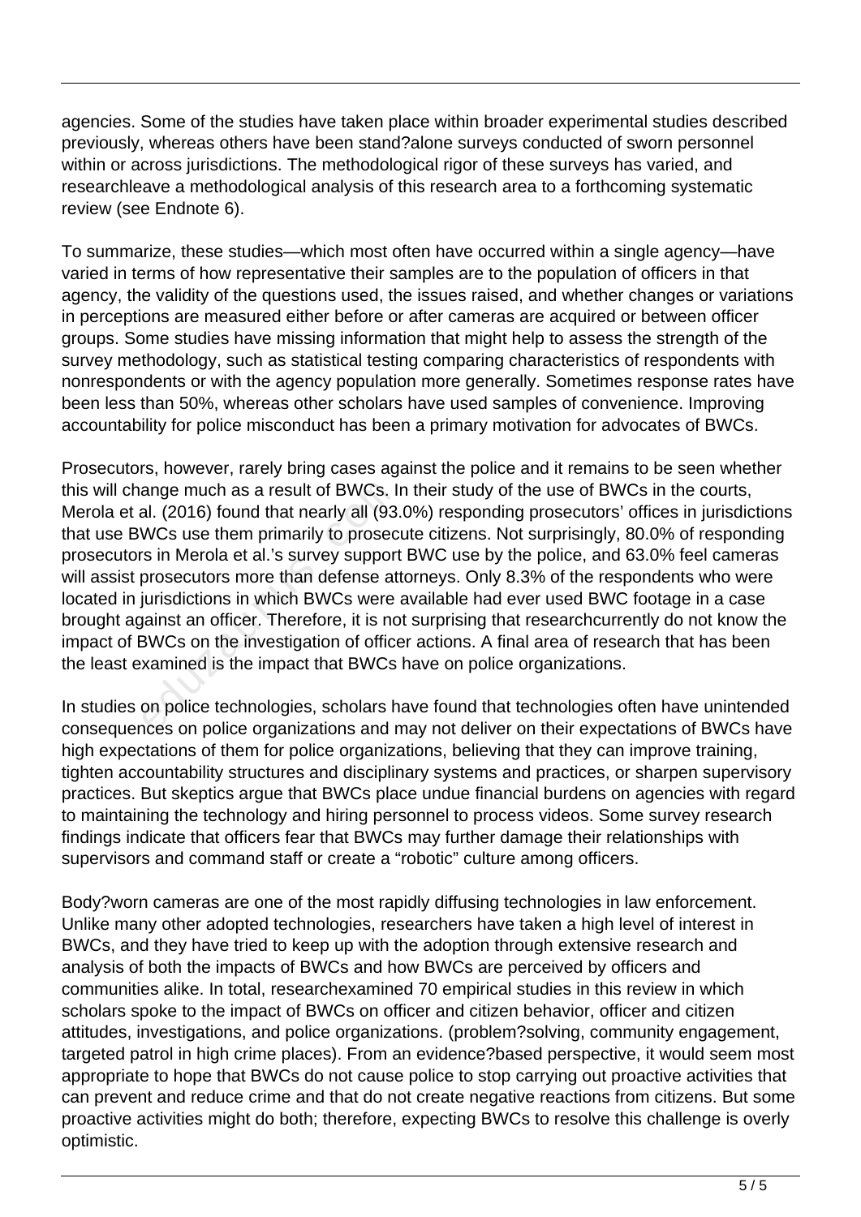agencies. Some of the studies have taken place within broader experimental studies described previously, whereas others have been stand?alone surveys conducted of sworn personnel within or across jurisdictions. The methodological rigor of these surveys has varied, and researchleave a methodological analysis of this research area to a forthcoming systematic review (see Endnote 6).

To summarize, these studies—which most often have occurred within a single agency—have varied in terms of how representative their samples are to the population of officers in that agency, the validity of the questions used, the issues raised, and whether changes or variations in perceptions are measured either before or after cameras are acquired or between officer groups. Some studies have missing information that might help to assess the strength of the survey methodology, such as statistical testing comparing characteristics of respondents with nonrespondents or with the agency population more generally. Sometimes response rates have been less than 50%, whereas other scholars have used samples of convenience. Improving accountability for police misconduct has been a primary motivation for advocates of BWCs.

Prosecutors, however, rarely bring cases against the police and it remains to be seen whether this will change much as a result of BWCs. In their study of the use of BWCs in the courts, Merola et al. (2016) found that nearly all (93.0%) responding prosecutors' offices in jurisdictions that use BWCs use them primarily to prosecute citizens. Not surprisingly, 80.0% of responding prosecutors in Merola et al.'s survey support BWC use by the police, and 63.0% feel cameras will assist prosecutors more than defense attorneys. Only 8.3% of the respondents who were located in jurisdictions in which BWCs were available had ever used BWC footage in a case brought against an officer. Therefore, it is not surprising that researchcurrently do not know the impact of BWCs on the investigation of officer actions. A final area of research that has been the least examined is the impact that BWCs have on police organizations.

In studies on police technologies, scholars have found that technologies often have unintended consequences on police organizations and may not deliver on their expectations of BWCs have high expectations of them for police organizations, believing that they can improve training, tighten accountability structures and disciplinary systems and practices, or sharpen supervisory practices. But skeptics argue that BWCs place undue financial burdens on agencies with regard to maintaining the technology and hiring personnel to process videos. Some survey research findings indicate that officers fear that BWCs may further damage their relationships with supervisors and command staff or create a "robotic" culture among officers.

Body?worn cameras are one of the most rapidly diffusing technologies in law enforcement. Unlike many other adopted technologies, researchers have taken a high level of interest in BWCs, and they have tried to keep up with the adoption through extensive research and analysis of both the impacts of BWCs and how BWCs are perceived by officers and communities alike. In total, researchexamined 70 empirical studies in this review in which scholars spoke to the impact of BWCs on officer and citizen behavior, officer and citizen attitudes, investigations, and police organizations. (problem?solving, community engagement, targeted patrol in high crime places). From an evidence?based perspective, it would seem most appropriate to hope that BWCs do not cause police to stop carrying out proactive activities that can prevent and reduce crime and that do not create negative reactions from citizens. But some proactive activities might do both; therefore, expecting BWCs to resolve this challenge is overly optimistic.